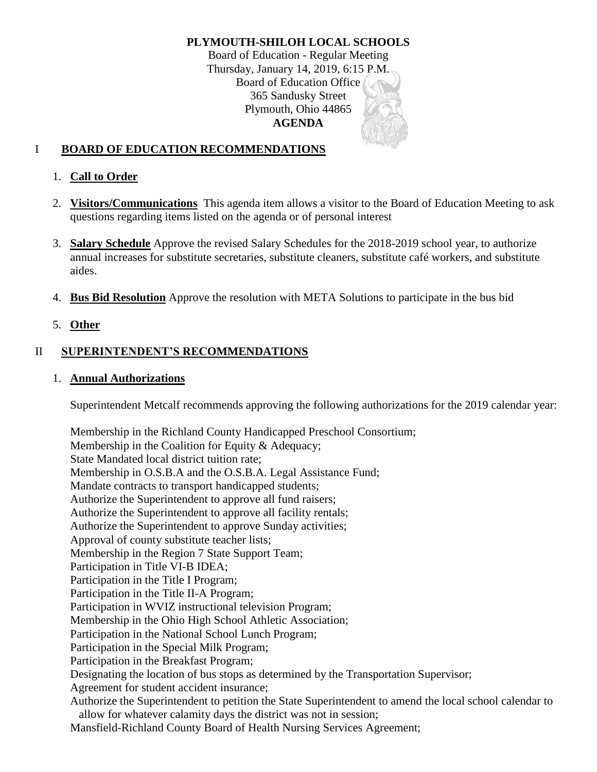**PLYMOUTH-SHILOH LOCAL SCHOOLS**

Board of Education - Regular Meeting
Thursday, January 14, 2019, 6:15 P.M.
Board of Education Office
365 Sandusky Street
Plymouth, Ohio 44865

**AGENDA**

## I **BOARD OF EDUCATION RECOMMENDATIONS**

1. **Call to Order**
2. **Visitors/Communications** This agenda item allows a visitor to the Board of Education Meeting to ask questions regarding items listed on the agenda or of personal interest
3. **Salary Schedule** Approve the revised Salary Schedules for the 2018-2019 school year, to authorize annual increases for substitute secretaries, substitute cleaners, substitute café workers, and substitute aides.
4. **Bus Bid Resolution** Approve the resolution with META Solutions to participate in the bus bid
5. **Other**

## II **SUPERINTENDENT'S RECOMMENDATIONS**

1. **Annual Authorizations**

   Superintendent Metcalf recommends approving the following authorizations for the 2019 calendar year:

   Membership in the Richland County Handicapped Preschool Consortium;
   Membership in the Coalition for Equity & Adequacy;
   State Mandated local district tuition rate;
   Membership in O.S.B.A and the O.S.B.A. Legal Assistance Fund;
   Mandate contracts to transport handicapped students;
   Authorize the Superintendent to approve all fund raisers;
   Authorize the Superintendent to approve all facility rentals;
   Authorize the Superintendent to approve Sunday activities;
   Approval of county substitute teacher lists;
   Membership in the Region 7 State Support Team;
   Participation in Title VI-B IDEA;
   Participation in the Title I Program;
   Participation in the Title II-A Program;
   Participation in WVIZ instructional television Program;
   Membership in the Ohio High School Athletic Association;
   Participation in the National School Lunch Program;
   Participation in the Special Milk Program;
   Participation in the Breakfast Program;
   Designating the location of bus stops as determined by the Transportation Supervisor;
   Agreement for student accident insurance;
   Authorize the Superintendent to petition the State Superintendent to amend the local school calendar to allow for whatever calamity days the district was not in session;
   Mansfield-Richland County Board of Health Nursing Services Agreement;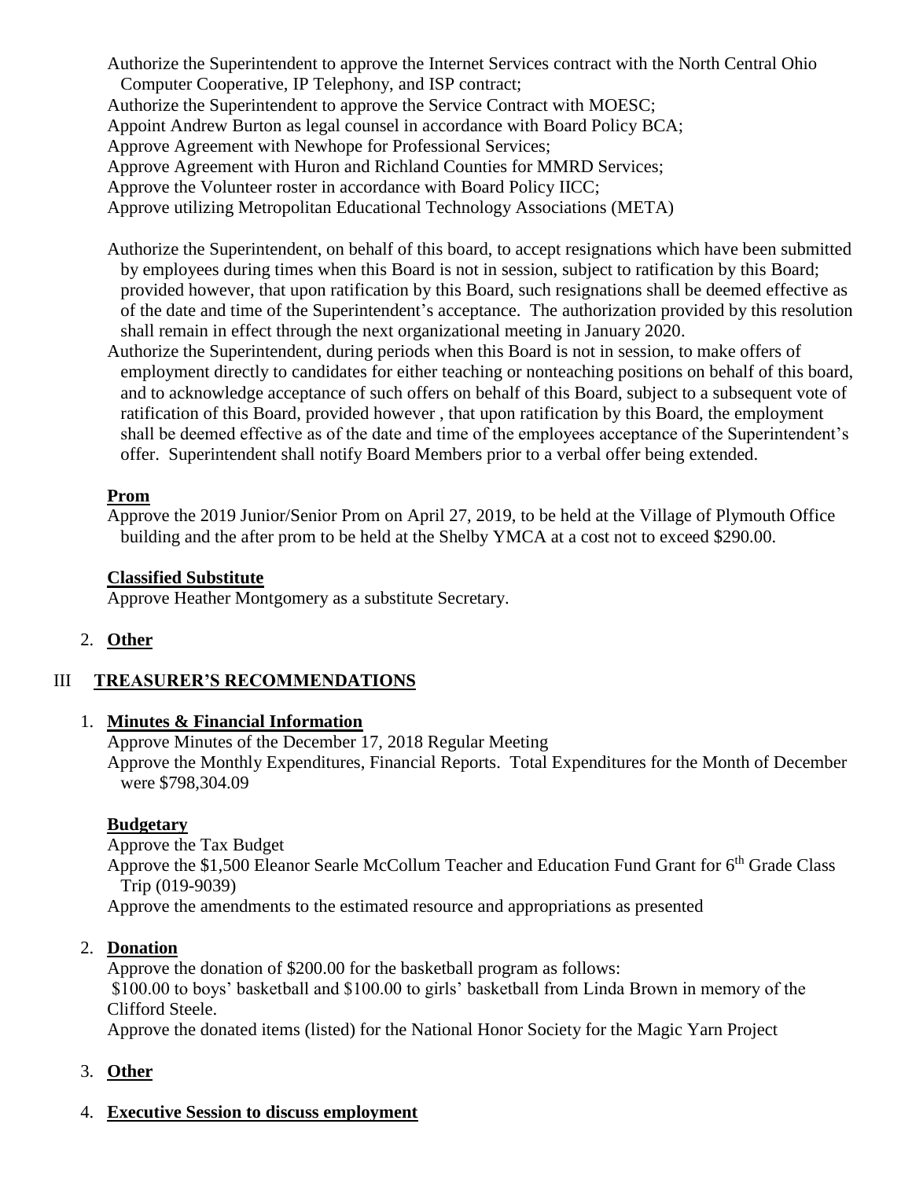Authorize the Superintendent to approve the Internet Services contract with the North Central Ohio Computer Cooperative, IP Telephony, and ISP contract;
Authorize the Superintendent to approve the Service Contract with MOESC;
Appoint Andrew Burton as legal counsel in accordance with Board Policy BCA;
Approve Agreement with Newhope for Professional Services;
Approve Agreement with Huron and Richland Counties for MMRD Services;
Approve the Volunteer roster in accordance with Board Policy IICC;
Approve utilizing Metropolitan Educational Technology Associations (META)

Authorize the Superintendent, on behalf of this board, to accept resignations which have been submitted by employees during times when this Board is not in session, subject to ratification by this Board; provided however, that upon ratification by this Board, such resignations shall be deemed effective as of the date and time of the Superintendent's acceptance. The authorization provided by this resolution shall remain in effect through the next organizational meeting in January 2020.
Authorize the Superintendent, during periods when this Board is not in session, to make offers of employment directly to candidates for either teaching or nonteaching positions on behalf of this board, and to acknowledge acceptance of such offers on behalf of this Board, subject to a subsequent vote of ratification of this Board, provided however , that upon ratification by this Board, the employment shall be deemed effective as of the date and time of the employees acceptance of the Superintendent's offer. Superintendent shall notify Board Members prior to a verbal offer being extended.

**Prom**

Approve the 2019 Junior/Senior Prom on April 27, 2019, to be held at the Village of Plymouth Office building and the after prom to be held at the Shelby YMCA at a cost not to exceed $290.00.

**Classified Substitute**

Approve Heather Montgomery as a substitute Secretary.

2. **Other**

## III **TREASURER'S RECOMMENDATIONS**

1. **Minutes & Financial Information**

Approve Minutes of the December 17, 2018 Regular Meeting
Approve the Monthly Expenditures, Financial Reports. Total Expenditures for the Month of December were $798,304.09

**Budgetary**

Approve the Tax Budget
Approve the $1,500 Eleanor Searle McCollum Teacher and Education Fund Grant for 6th Grade Class Trip (019-9039)
Approve the amendments to the estimated resource and appropriations as presented

2. **Donation**

Approve the donation of $200.00 for the basketball program as follows:
$100.00 to boys' basketball and $100.00 to girls' basketball from Linda Brown in memory of the Clifford Steele.
Approve the donated items (listed) for the National Honor Society for the Magic Yarn Project

3. **Other**

4. **Executive Session to discuss employment**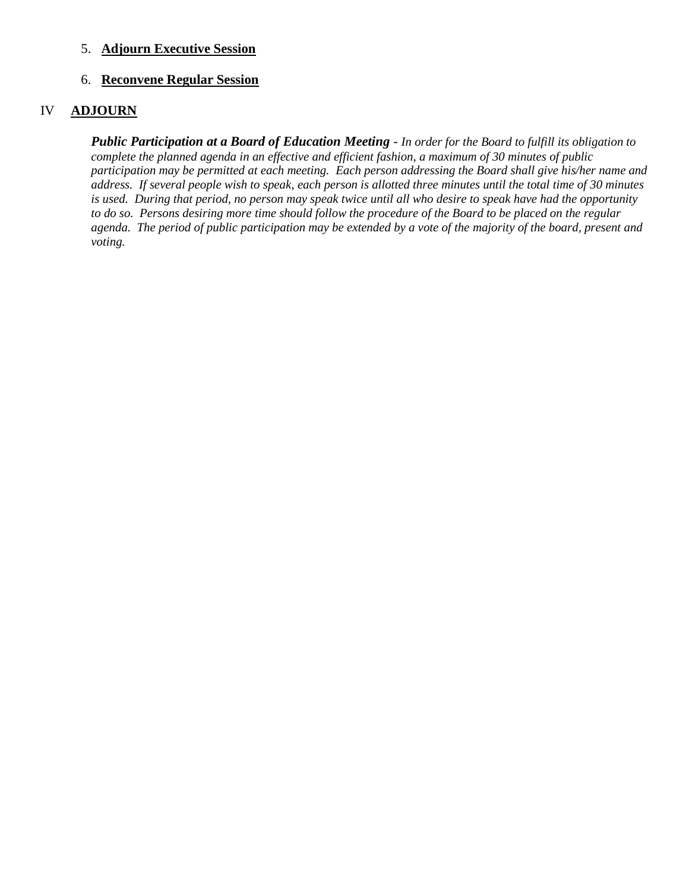5. **Adjourn Executive Session**

6. **Reconvene Regular Session**

IV **ADJOURN**

***Public Participation at a Board of Education Meeting*** *- In order for the Board to fulfill its obligation to complete the planned agenda in an effective and efficient fashion, a maximum of 30 minutes of public participation may be permitted at each meeting. Each person addressing the Board shall give his/her name and address. If several people wish to speak, each person is allotted three minutes until the total time of 30 minutes is used. During that period, no person may speak twice until all who desire to speak have had the opportunity to do so. Persons desiring more time should follow the procedure of the Board to be placed on the regular agenda. The period of public participation may be extended by a vote of the majority of the board, present and voting.*